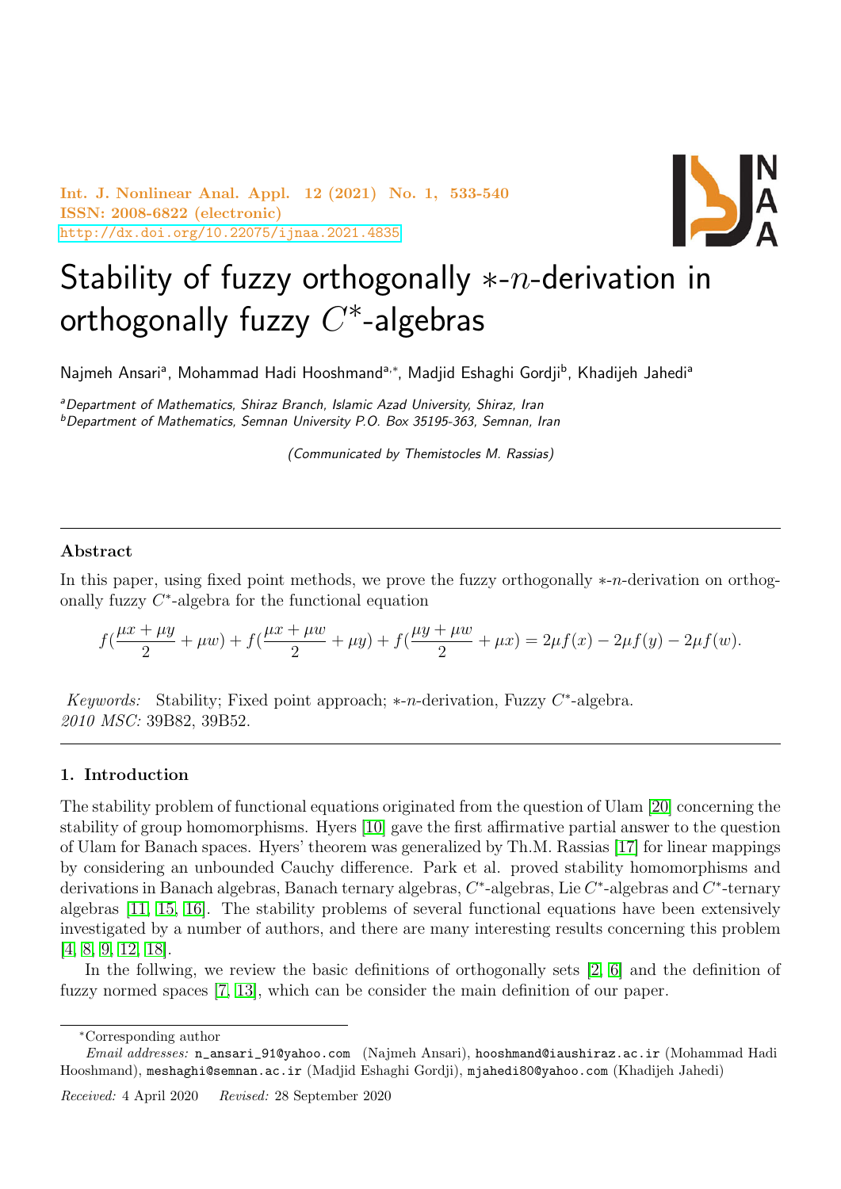# Stability of fuzzy orthogonally $*$-$n$-derivation in orthogonally fuzzy $C^*$-algebras

Najmeh Ansari[a], Mohammad Hadi Hooshmand[a,*], Madjid Eshaghi Gordji[b], Khadijeh Jahedi[a]

[a]*Department of Mathematics, Shiraz Branch, Islamic Azad University, Shiraz, Iran*
[b]*Department of Mathematics, Semnan University P.O. Box 35195-363, Semnan, Iran*

*(Communicated by Themistocles M. Rassias)*

---

**Abstract**

In this paper, using fixed point methods, we prove the fuzzy orthogonally $*$-$n$-derivation on orthogonally fuzzy $C^*$-algebra for the functional equation

$$f(\frac{\mu x+\mu y}{2}+\mu w)+f(\frac{\mu x+\mu w}{2}+\mu y)+f(\frac{\mu y+\mu w}{2}+\mu x)=2\mu f(x)-2\mu f(y)-2\mu f(w).$$

*Keywords:* Stability; Fixed point approach; $*$-$n$-derivation, Fuzzy $C^*$-algebra.
*2010 MSC:* 39B82, 39B52.

---

## 1. Introduction

The stability problem of functional equations originated from the question of Ulam [20] concerning the stability of group homomorphisms. Hyers [10] gave the first affirmative partial answer to the question of Ulam for Banach spaces. Hyers' theorem was generalized by Th.M. Rassias [17] for linear mappings by considering an unbounded Cauchy difference. Park et al. proved stability homomorphisms and derivations in Banach algebras, Banach ternary algebras, $C^*$-algebras, Lie $C^*$-algebras and $C^*$-ternary algebras [11, 15, 16]. The stability problems of several functional equations have been extensively investigated by a number of authors, and there are many interesting results concerning this problem [4, 8, 9, 12, 18].

In the follwing, we review the basic definitions of orthogonally sets [2, 6] and the definition of fuzzy normed spaces [7, 13], which can be consider the main definition of our paper.

---

*Corresponding author

*Email addresses:* n_ansari_91@yahoo.com (Najmeh Ansari), hooshmand@iaushiraz.ac.ir (Mohammad Hadi Hooshmand), meshaghi@semnan.ac.ir (Madjid Eshaghi Gordji), mjahedi80@yahoo.com (Khadijeh Jahedi)

*Received:* 4 April 2020 *Revised:* 28 September 2020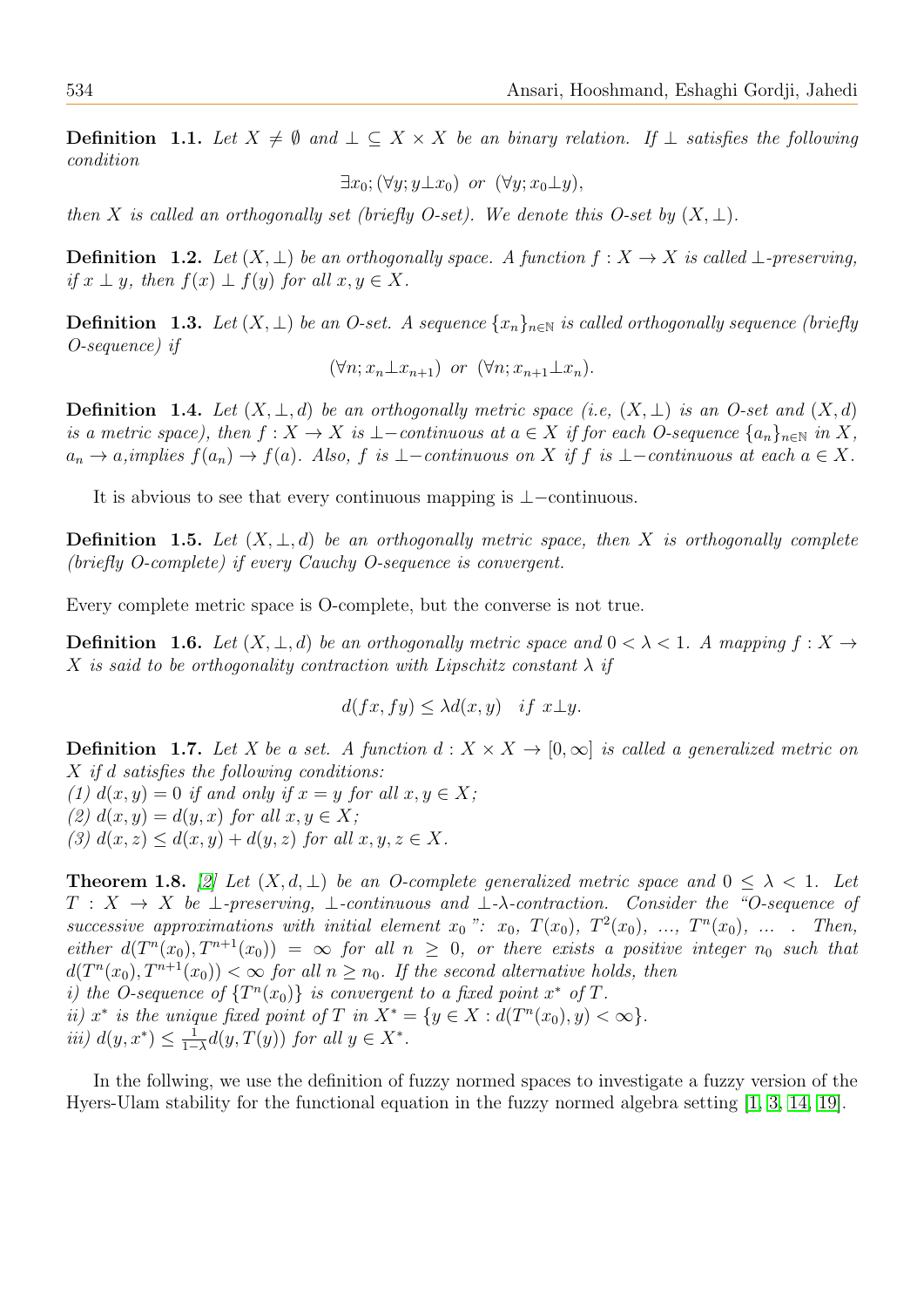**Definition 1.1.** *Let $X \neq \emptyset$ and $\perp \subseteq X \times X$ be an binary relation. If $\perp$ satisfies the following condition*

$$\exists x_0; (\forall y; y \perp x_0) \ \text{or} \ (\forall y; x_0 \perp y),$$

*then $X$ is called an orthogonally set (briefly O-set). We denote this O-set by $(X, \perp)$.*

**Definition 1.2.** *Let $(X, \perp)$ be an orthogonally space. A function $f : X \to X$ is called $\perp$-preserving, if $x \perp y$, then $f(x) \perp f(y)$ for all $x, y \in X$.*

**Definition 1.3.** *Let $(X, \perp)$ be an O-set. A sequence $\{x_n\}_{n \in \mathbb{N}}$ is called orthogonally sequence (briefly O-sequence) if*

$$(\forall n; x_n \perp x_{n+1}) \ \text{or} \ (\forall n; x_{n+1} \perp x_n).$$

**Definition 1.4.** *Let $(X, \perp, d)$ be an orthogonally metric space (i.e, $(X, \perp)$ is an O-set and $(X, d)$ is a metric space), then $f : X \to X$ is $\perp-$continuous at $a \in X$ if for each O-sequence $\{a_n\}_{n \in \mathbb{N}}$ in $X$, $a_n \to a$, implies $f(a_n) \to f(a)$. Also, $f$ is $\perp-$continuous on $X$ if $f$ is $\perp-$continuous at each $a \in X$.*

It is abvious to see that every continuous mapping is $\perp-$continuous.

**Definition 1.5.** *Let $(X, \perp, d)$ be an orthogonally metric space, then $X$ is orthogonally complete (briefly O-complete) if every Cauchy O-sequence is convergent.*

Every complete metric space is O-complete, but the converse is not true.

**Definition 1.6.** *Let $(X, \perp, d)$ be an orthogonally metric space and $0 < \lambda < 1$. A mapping $f : X \to X$ is said to be orthogonality contraction with Lipschitz constant $\lambda$ if*

$$d(fx, fy) \leq \lambda d(x, y) \quad \text{if } x \perp y.$$

**Definition 1.7.** *Let $X$ be a set. A function $d : X \times X \to [0, \infty]$ is called a generalized metric on $X$ if $d$ satisfies the following conditions:*
*(1) $d(x, y) = 0$ if and only if $x = y$ for all $x, y \in X$;*
*(2) $d(x, y) = d(y, x)$ for all $x, y \in X$;*
*(3) $d(x, z) \leq d(x, y) + d(y, z)$ for all $x, y, z \in X$.*

**Theorem 1.8.** [2] *Let $(X, d, \perp)$ be an O-complete generalized metric space and $0 \leq \lambda < 1$. Let $T : X \to X$ be $\perp$-preserving, $\perp$-continuous and $\perp$-$\lambda$-contraction. Consider the "O-sequence of successive approximations with initial element $x_0$": $x_0$, $T(x_0)$, $T^2(x_0)$, ..., $T^n(x_0)$, ... . Then, either $d(T^n(x_0), T^{n+1}(x_0)) = \infty$ for all $n \geq 0$, or there exists a positive integer $n_0$ such that $d(T^n(x_0), T^{n+1}(x_0)) < \infty$ for all $n \geq n_0$. If the second alternative holds, then*
*i) the O-sequence of $\{T^n(x_0)\}$ is convergent to a fixed point $x^*$ of $T$.*
*ii) $x^*$ is the unique fixed point of $T$ in $X^* = \{y \in X : d(T^n(x_0), y) < \infty\}$.*
*iii) $d(y, x^*) \leq \frac{1}{1-\lambda} d(y, T(y))$ for all $y \in X^*$.*

In the follwing, we use the definition of fuzzy normed spaces to investigate a fuzzy version of the Hyers-Ulam stability for the functional equation in the fuzzy normed algebra setting [1, 3, 14, 19].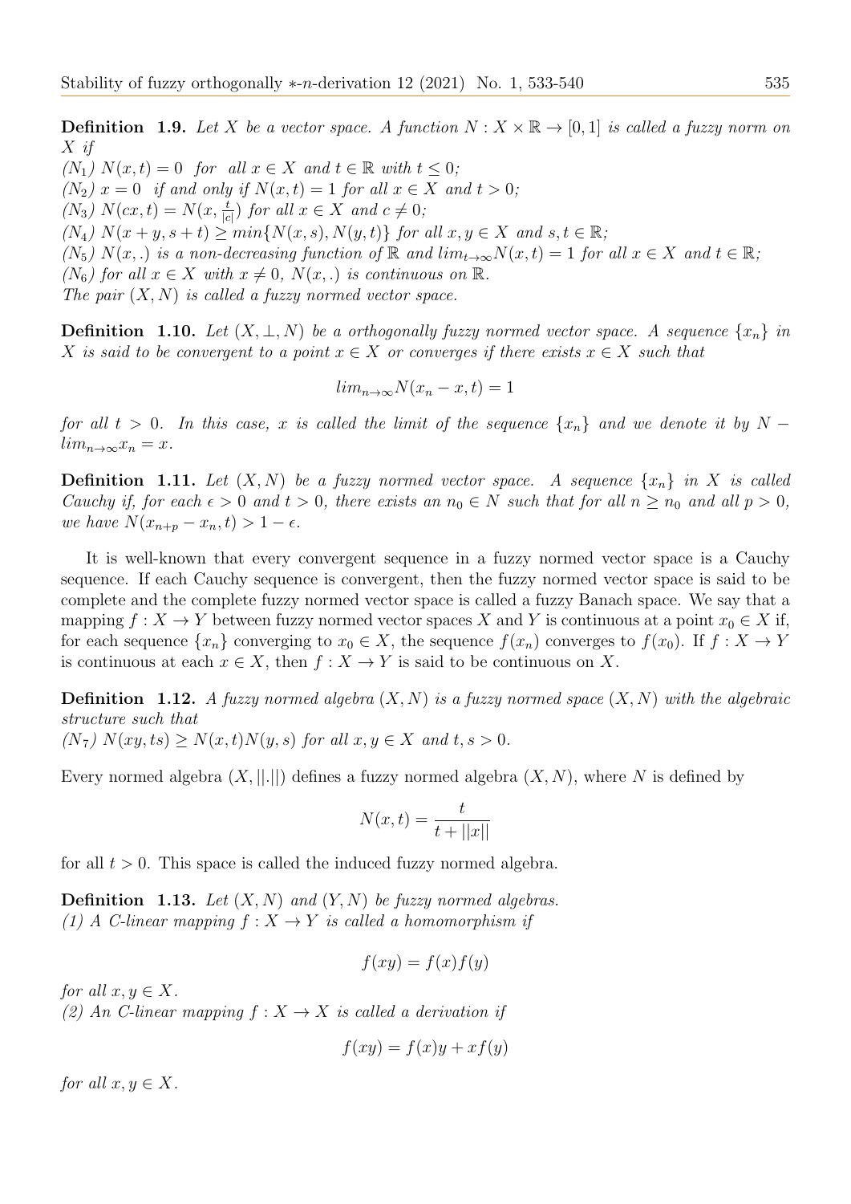**Definition 1.9.** *Let $X$ be a vector space. A function $N : X \times \mathbb{R} \to [0, 1]$ is called a fuzzy norm on $X$ if*

*$(N_1)$ $N(x, t) = 0$ for all $x \in X$ and $t \in \mathbb{R}$ with $t \leq 0$;*
*$(N_2)$ $x = 0$ if and only if $N(x, t) = 1$ for all $x \in X$ and $t > 0$;*
*$(N_3)$ $N(cx, t) = N(x, \frac{t}{|c|})$ for all $x \in X$ and $c \neq 0$;*
*$(N_4)$ $N(x + y, s + t) \geq min\{N(x, s), N(y, t)\}$ for all $x, y \in X$ and $s, t \in \mathbb{R}$;*
*$(N_5)$ $N(x, .)$ is a non-decreasing function of $\mathbb{R}$ and $lim_{t\to\infty} N(x, t) = 1$ for all $x \in X$ and $t \in \mathbb{R}$;*
*$(N_6)$ for all $x \in X$ with $x \neq 0$, $N(x, .)$ is continuous on $\mathbb{R}$.*
*The pair $(X, N)$ is called a fuzzy normed vector space.*

**Definition 1.10.** *Let $(X, \perp, N)$ be a orthogonally fuzzy normed vector space. A sequence $\{x_n\}$ in $X$ is said to be convergent to a point $x \in X$ or converges if there exists $x \in X$ such that*

$$lim_{n\to\infty} N(x_n - x, t) = 1$$

*for all $t > 0$. In this case, $x$ is called the limit of the sequence $\{x_n\}$ and we denote it by $N - lim_{n\to\infty} x_n = x$.*

**Definition 1.11.** *Let $(X, N)$ be a fuzzy normed vector space. A sequence $\{x_n\}$ in $X$ is called Cauchy if, for each $\epsilon > 0$ and $t > 0$, there exists an $n_0 \in N$ such that for all $n \geq n_0$ and all $p > 0$, we have $N(x_{n+p} - x_n, t) > 1 - \epsilon$.*

It is well-known that every convergent sequence in a fuzzy normed vector space is a Cauchy sequence. If each Cauchy sequence is convergent, then the fuzzy normed vector space is said to be complete and the complete fuzzy normed vector space is called a fuzzy Banach space. We say that a mapping $f : X \to Y$ between fuzzy normed vector spaces $X$ and $Y$ is continuous at a point $x_0 \in X$ if, for each sequence $\{x_n\}$ converging to $x_0 \in X$, the sequence $f(x_n)$ converges to $f(x_0)$. If $f : X \to Y$ is continuous at each $x \in X$, then $f : X \to Y$ is said to be continuous on $X$.

**Definition 1.12.** *A fuzzy normed algebra $(X, N)$ is a fuzzy normed space $(X, N)$ with the algebraic structure such that*
*$(N_7)$ $N(xy, ts) \geq N(x, t)N(y, s)$ for all $x, y \in X$ and $t, s > 0$.*

Every normed algebra $(X, ||.||)$ defines a fuzzy normed algebra $(X, N)$, where $N$ is defined by

$$N(x, t) = \frac{t}{t + ||x||}$$

for all $t > 0$. This space is called the induced fuzzy normed algebra.

**Definition 1.13.** *Let $(X, N)$ and $(Y, N)$ be fuzzy normed algebras.*
*(1) A C-linear mapping $f : X \to Y$ is called a homomorphism if*

$$f(xy) = f(x)f(y)$$

*for all $x, y \in X$.*
*(2) An C-linear mapping $f : X \to X$ is called a derivation if*

$$f(xy) = f(x)y + xf(y)$$

*for all $x, y \in X$.*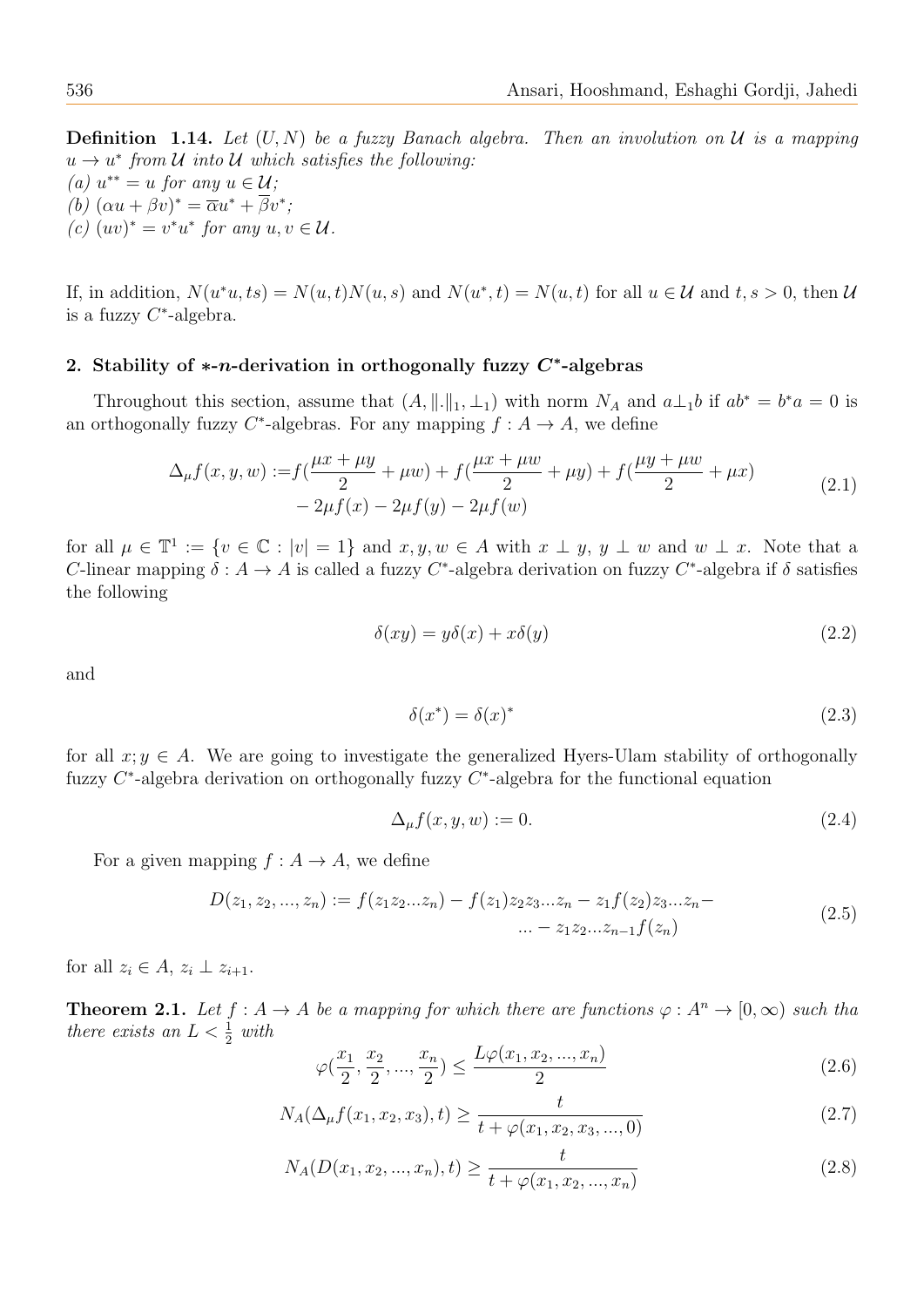**Definition 1.14.** *Let $(U, N)$ be a fuzzy Banach algebra. Then an involution on $\mathcal{U}$ is a mapping $u \to u^*$ from $\mathcal{U}$ into $\mathcal{U}$ which satisfies the following:*
*(a) $u^{**} = u$ for any $u \in \mathcal{U}$;*
*(b) $(\alpha u + \beta v)^* = \overline{\alpha} u^* + \overline{\beta} v^*$;*
*(c) $(uv)^* = v^* u^*$ for any $u, v \in \mathcal{U}$.*

If, in addition, $N(u^* u, ts) = N(u, t)N(u, s)$ and $N(u^*, t) = N(u, t)$ for all $u \in \mathcal{U}$ and $t, s > 0$, then $\mathcal{U}$ is a fuzzy $C^*$-algebra.

## 2. Stability of $*$-$n$-derivation in orthogonally fuzzy $C^*$-algebras

Throughout this section, assume that $(A, \|.\|_1, \perp_1)$ with norm $N_A$ and $a \perp_1 b$ if $ab^* = b^* a = 0$ is an orthogonally fuzzy $C^*$-algebras. For any mapping $f : A \to A$, we define

$$\begin{aligned} \Delta_\mu f(x, y, w) :=& f(\frac{\mu x + \mu y}{2} + \mu w) + f(\frac{\mu x + \mu w}{2} + \mu y) + f(\frac{\mu y + \mu w}{2} + \mu x) \\ & - 2\mu f(x) - 2\mu f(y) - 2\mu f(w) \end{aligned} \tag{2.1}$$

for all $\mu \in \mathbb{T}^1 := \{v \in \mathbb{C} : |v| = 1\}$ and $x, y, w \in A$ with $x \perp y$, $y \perp w$ and $w \perp x$. Note that a $C$-linear mapping $\delta : A \to A$ is called a fuzzy $C^*$-algebra derivation on fuzzy $C^*$-algebra if $\delta$ satisfies the following

$$\delta(xy) = y\delta(x) + x\delta(y) \tag{2.2}$$

and

$$\delta(x^*) = \delta(x)^* \tag{2.3}$$

for all $x; y \in A$. We are going to investigate the generalized Hyers-Ulam stability of orthogonally fuzzy $C^*$-algebra derivation on orthogonally fuzzy $C^*$-algebra for the functional equation

$$\Delta_\mu f(x, y, w) := 0. \tag{2.4}$$

For a given mapping $f : A \to A$, we define

$$\begin{aligned} D(z_1, z_2, ..., z_n) := & f(z_1 z_2 ... z_n) - f(z_1) z_2 z_3 ... z_n - z_1 f(z_2) z_3 ... z_n - \\ & ... - z_1 z_2 ... z_{n-1} f(z_n) \end{aligned} \tag{2.5}$$

for all $z_i \in A$, $z_i \perp z_{i+1}$.

**Theorem 2.1.** *Let $f : A \to A$ be a mapping for which there are functions $\varphi : A^n \to [0, \infty)$ such tha there exists an $L < \frac{1}{2}$ with*

$$\varphi(\frac{x_1}{2}, \frac{x_2}{2}, ..., \frac{x_n}{2}) \leq \frac{L\varphi(x_1, x_2, ..., x_n)}{2} \tag{2.6}$$

$$N_A(\Delta_\mu f(x_1, x_2, x_3), t) \geq \frac{t}{t + \varphi(x_1, x_2, x_3, ..., 0)} \tag{2.7}$$

$$N_A(D(x_1, x_2, ..., x_n), t) \geq \frac{t}{t + \varphi(x_1, x_2, ..., x_n)} \tag{2.8}$$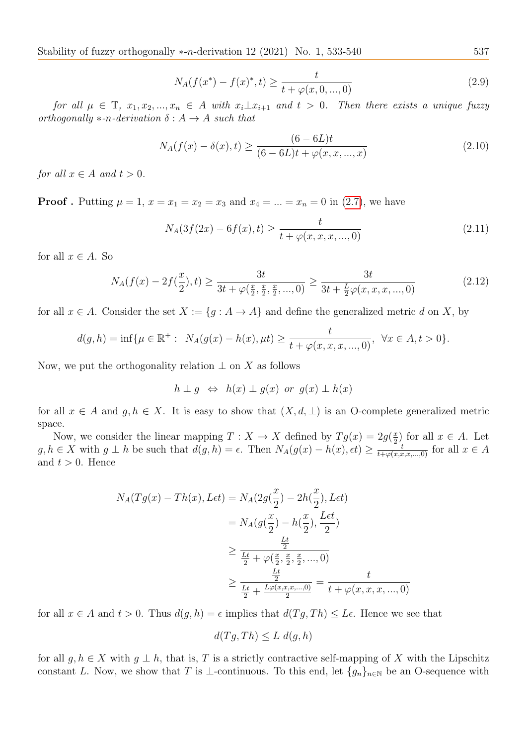$$N_A(f(x^*) - f(x)^*, t) \geq \frac{t}{t + \varphi(x, 0, ..., 0)} \tag{2.9}$$

*for all $\mu \in \mathbb{T}$, $x_1, x_2, ..., x_n \in A$ with $x_i \perp x_{i+1}$ and $t > 0$. Then there exists a unique fuzzy orthogonally $*$-$n$-derivation $\delta : A \to A$ such that*

$$N_A(f(x) - \delta(x), t) \geq \frac{(6 - 6L)t}{(6 - 6L)t + \varphi(x, x, ..., x)} \tag{2.10}$$

*for all $x \in A$ and $t > 0$.*

**Proof .** Putting $\mu = 1$, $x = x_1 = x_2 = x_3$ and $x_4 = ... = x_n = 0$ in (2.7), we have

$$N_A(3f(2x) - 6f(x), t) \geq \frac{t}{t + \varphi(x, x, x, ..., 0)} \tag{2.11}$$

for all $x \in A$. So

$$N_A(f(x) - 2f(\frac{x}{2}), t) \geq \frac{3t}{3t + \varphi(\frac{x}{2}, \frac{x}{2}, \frac{x}{2}, ..., 0)} \geq \frac{3t}{3t + \frac{L}{2}\varphi(x, x, x, ..., 0)} \tag{2.12}$$

for all $x \in A$. Consider the set $X := \{g : A \to A\}$ and define the generalized metric $d$ on $X$, by

$$d(g, h) = \inf\{\mu \in \mathbb{R}^+ : \ N_A(g(x) - h(x), \mu t) \geq \frac{t}{t + \varphi(x, x, x, ..., 0)}, \ \forall x \in A, t > 0\}.$$

Now, we put the orthogonality relation $\perp$ on $X$ as follows

$$h \perp g \ \Leftrightarrow \ h(x) \perp g(x) \ or \ g(x) \perp h(x)$$

for all $x \in A$ and $g, h \in X$. It is easy to show that $(X, d, \perp)$ is an O-complete generalized metric space.

Now, we consider the linear mapping $T : X \to X$ defined by $Tg(x) = 2g(\frac{x}{2})$ for all $x \in A$. Let $g, h \in X$ with $g \perp h$ be such that $d(g, h) = \epsilon$. Then $N_A(g(x) - h(x), \epsilon t) \geq \frac{t}{t + \varphi(x, x, x, ..., 0)}$ for all $x \in A$ and $t > 0$. Hence

$$\begin{aligned}
N_A(Tg(x) - Th(x), L\epsilon t) &= N_A(2g(\frac{x}{2}) - 2h(\frac{x}{2}), L\epsilon t) \\
&= N_A(g(\frac{x}{2}) - h(\frac{x}{2}), \frac{L\epsilon t}{2}) \\
&\geq \frac{\frac{Lt}{2}}{\frac{Lt}{2} + \varphi(\frac{x}{2}, \frac{x}{2}, \frac{x}{2}, ..., 0)} \\
&\geq \frac{\frac{Lt}{2}}{\frac{Lt}{2} + \frac{L\varphi(x,x,x,...,0)}{2}} = \frac{t}{t + \varphi(x, x, x, ..., 0)}
\end{aligned}$$

for all $x \in A$ and $t > 0$. Thus $d(g, h) = \epsilon$ implies that $d(Tg, Th) \leq L\epsilon$. Hence we see that

$$d(Tg, Th) \leq L \ d(g, h)$$

for all $g, h \in X$ with $g \perp h$, that is, $T$ is a strictly contractive self-mapping of $X$ with the Lipschitz constant $L$. Now, we show that $T$ is $\perp$-continuous. To this end, let $\{g_n\}_{n \in \mathbb{N}}$ be an O-sequence with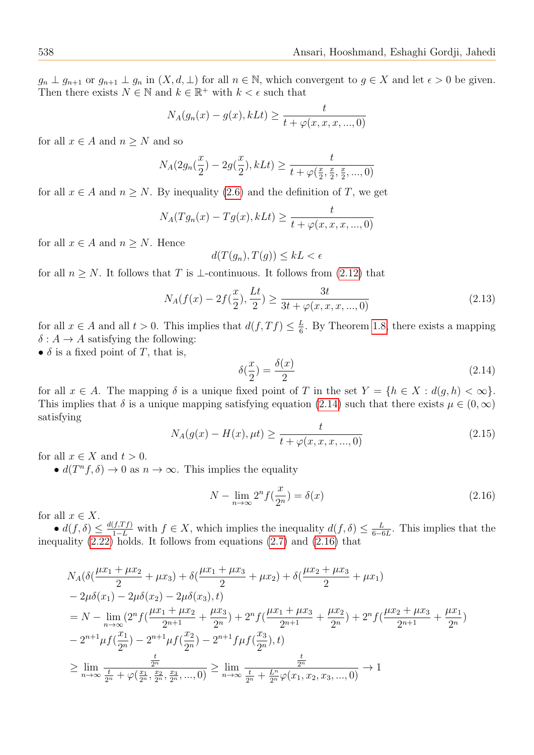$g_n \perp g_{n+1}$ or $g_{n+1} \perp g_n$ in $(X, d, \perp)$ for all $n \in \mathbb{N}$, which convergent to $g \in X$ and let $\epsilon > 0$ be given. Then there exists $N \in \mathbb{N}$ and $k \in \mathbb{R}^+$ with $k < \epsilon$ such that

$$N_A(g_n(x) - g(x), kLt) \geq \frac{t}{t + \varphi(x, x, x, ..., 0)}$$

for all $x \in A$ and $n \geq N$ and so

$$N_A(2g_n(\frac{x}{2}) - 2g(\frac{x}{2}), kLt) \geq \frac{t}{t + \varphi(\frac{x}{2}, \frac{x}{2}, \frac{x}{2}, ..., 0)}$$

for all $x \in A$ and $n \geq N$. By inequality (2.6) and the definition of $T$, we get

$$N_A(Tg_n(x) - Tg(x), kLt) \geq \frac{t}{t + \varphi(x, x, x, ..., 0)}$$

for all $x \in A$ and $n \geq N$. Hence

$$d(T(g_n), T(g)) \leq kL < \epsilon$$

for all $n \geq N$. It follows that $T$ is $\perp$-continuous. It follows from (2.12) that

$$N_A(f(x) - 2f(\frac{x}{2}), \frac{Lt}{2}) \geq \frac{3t}{3t + \varphi(x, x, x, ..., 0)} \tag{2.13}$$

for all $x \in A$ and all $t > 0$. This implies that $d(f, Tf) \leq \frac{L}{6}$. By Theorem 1.8, there exists a mapping $\delta : A \to A$ satisfying the following:

• $\delta$ is a fixed point of $T$, that is,

$$\delta(\frac{x}{2}) = \frac{\delta(x)}{2} \tag{2.14}$$

for all $x \in A$. The mapping $\delta$ is a unique fixed point of $T$ in the set $Y = \{h \in X : d(g, h) < \infty\}$. This implies that $\delta$ is a unique mapping satisfying equation (2.14) such that there exists $\mu \in (0, \infty)$ satisfying

$$N_A(g(x) - H(x), \mu t) \geq \frac{t}{t + \varphi(x, x, x, ..., 0)} \tag{2.15}$$

for all $x \in X$ and $t > 0$.

• $d(T^n f, \delta) \to 0$ as $n \to \infty$. This implies the equality

$$N - \lim_{n\to\infty} 2^n f(\frac{x}{2^n}) = \delta(x) \tag{2.16}$$

for all $x \in X$.

• $d(f, \delta) \leq \frac{d(f, Tf)}{1-L}$ with $f \in X$, which implies the inequality $d(f, \delta) \leq \frac{L}{6-6L}$. This implies that the inequality (2.22) holds. It follows from equations (2.7) and (2.16) that

$$\begin{aligned}
&N_A(\delta(\frac{\mu x_1 + \mu x_2}{2} + \mu x_3) + \delta(\frac{\mu x_1 + \mu x_3}{2} + \mu x_2) + \delta(\frac{\mu x_2 + \mu x_3}{2} + \mu x_1) \\
&- 2\mu\delta(x_1) - 2\mu\delta(x_2) - 2\mu\delta(x_3), t) \\
&= N - \lim_{n\to\infty}(2^n f(\frac{\mu x_1 + \mu x_2}{2^{n+1}} + \frac{\mu x_3}{2^n}) + 2^n f(\frac{\mu x_1 + \mu x_3}{2^{n+1}} + \frac{\mu x_2}{2^n}) + 2^n f(\frac{\mu x_2 + \mu x_3}{2^{n+1}} + \frac{\mu x_1}{2^n}) \\
&- 2^{n+1}\mu f(\frac{x_1}{2^n}) - 2^{n+1}\mu f(\frac{x_2}{2^n}) - 2^{n+1} f\mu f(\frac{x_3}{2^n}), t) \\
&\geq \lim_{n\to\infty} \frac{\frac{t}{2^n}}{\frac{t}{2^n} + \varphi(\frac{x_1}{2^n}, \frac{x_2}{2^n}, \frac{x_3}{2^n}, ..., 0)} \geq \lim_{n\to\infty} \frac{\frac{t}{2^n}}{\frac{t}{2^n} + \frac{L^n}{2^n}\varphi(x_1, x_2, x_3, ..., 0)} \to 1
\end{aligned}$$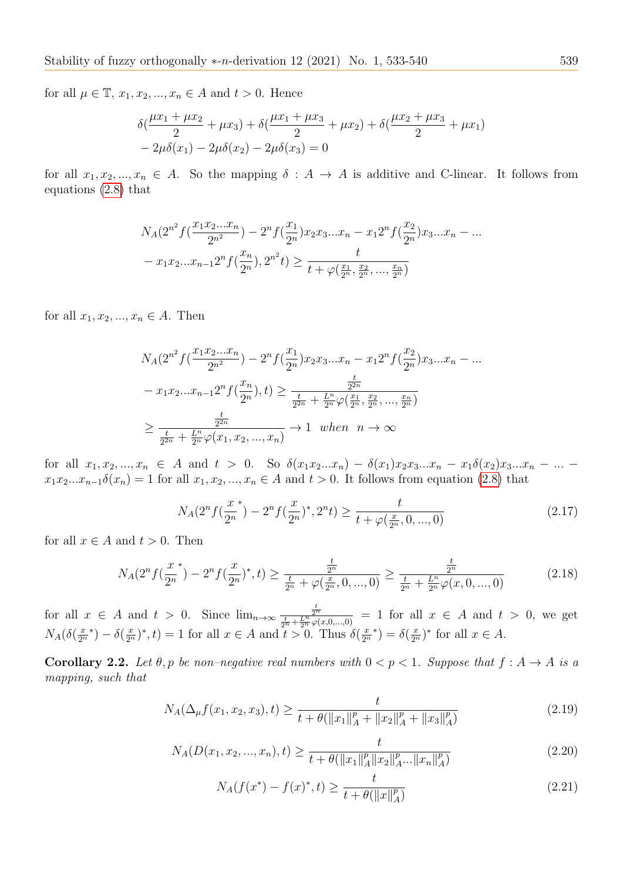for all $\mu \in \mathbb{T}$, $x_1, x_2, ..., x_n \in A$ and $t > 0$. Hence

$$\delta(\frac{\mu x_1 + \mu x_2}{2} + \mu x_3) + \delta(\frac{\mu x_1 + \mu x_3}{2} + \mu x_2) + \delta(\frac{\mu x_2 + \mu x_3}{2} + \mu x_1)$$
$$- 2\mu\delta(x_1) - 2\mu\delta(x_2) - 2\mu\delta(x_3) = 0$$

for all $x_1, x_2, ..., x_n \in A$. So the mapping $\delta : A \to A$ is additive and C-linear. It follows from equations (2.8) that

$$N_A(2^{n^2} f(\frac{x_1 x_2 ... x_n}{2^{n^2}}) - 2^n f(\frac{x_1}{2^n}) x_2 x_3 ... x_n - x_1 2^n f(\frac{x_2}{2^n}) x_3 ... x_n - ...$$
$$- x_1 x_2 ... x_{n-1} 2^n f(\frac{x_n}{2^n}), 2^{n^2} t) \geq \frac{t}{t + \varphi(\frac{x_1}{2^n}, \frac{x_2}{2^n}, ..., \frac{x_n}{2^n})}$$

for all $x_1, x_2, ..., x_n \in A$. Then

$$N_A(2^{n^2} f(\frac{x_1 x_2 ... x_n}{2^{n^2}}) - 2^n f(\frac{x_1}{2^n}) x_2 x_3 ... x_n - x_1 2^n f(\frac{x_2}{2^n}) x_3 ... x_n - ...$$
$$- x_1 x_2 ... x_{n-1} 2^n f(\frac{x_n}{2^n}), t) \geq \frac{\frac{t}{2^{2n}}}{\frac{t}{2^{2n}} + \frac{L^n}{2^n} \varphi(\frac{x_1}{2^n}, \frac{x_2}{2^n}, ..., \frac{x_n}{2^n})}$$
$$\geq \frac{\frac{t}{2^{2n}}}{\frac{t}{2^{2n}} + \frac{L^n}{2^n} \varphi(x_1, x_2, ..., x_n)} \to 1 \ \ when \ \ n \to \infty$$

for all $x_1, x_2, ..., x_n \in A$ and $t > 0$. So $\delta(x_1 x_2 ... x_n) - \delta(x_1) x_2 x_3 ... x_n - x_1 \delta(x_2) x_3 ... x_n - ... - x_1 x_2 ... x_{n-1} \delta(x_n) = 1$ for all $x_1, x_2, ..., x_n \in A$ and $t > 0$. It follows from equation (2.8) that

$$N_A(2^n f(\frac{x}{2^n}^*) - 2^n f(\frac{x}{2^n})^*, 2^n t) \geq \frac{t}{t + \varphi(\frac{x}{2^n}, 0, ..., 0)} \tag{2.17}$$

for all $x \in A$ and $t > 0$. Then

$$N_A(2^n f(\frac{x}{2^n}^*) - 2^n f(\frac{x}{2^n})^*, t) \geq \frac{\frac{t}{2^n}}{\frac{t}{2^n} + \varphi(\frac{x}{2^n}, 0, ..., 0)} \geq \frac{\frac{t}{2^n}}{\frac{t}{2^n} + \frac{L^n}{2^n} \varphi(x, 0, ..., 0)} \tag{2.18}$$

for all $x \in A$ and $t > 0$. Since $\lim_{n\to\infty} \frac{\frac{t}{2^n}}{\frac{t}{2^n} + \frac{L^n}{2^n}\varphi(x,0,...,0)} = 1$ for all $x \in A$ and $t > 0$, we get $N_A(\delta(\frac{x}{2^n}^*) - \delta(\frac{x}{2^n})^*, t) = 1$ for all $x \in A$ and $t > 0$. Thus $\delta(\frac{x}{2^n}^*) = \delta(\frac{x}{2^n})^*$ for all $x \in A$.

**Corollary 2.2.** *Let $\theta, p$ be non–negative real numbers with $0 < p < 1$. Suppose that $f : A \to A$ is a mapping, such that*

$$N_A(\Delta_\mu f(x_1, x_2, x_3), t) \geq \frac{t}{t + \theta(\|x_1\|_A^p + \|x_2\|_A^p + \|x_3\|_A^p)} \tag{2.19}$$

$$N_A(D(x_1, x_2, ..., x_n), t) \geq \frac{t}{t + \theta(\|x_1\|_A^p \|x_2\|_A^p ... \|x_n\|_A^p)} \tag{2.20}$$

$$N_A(f(x^*) - f(x)^*, t) \geq \frac{t}{t + \theta(\|x\|_A^p)} \tag{2.21}$$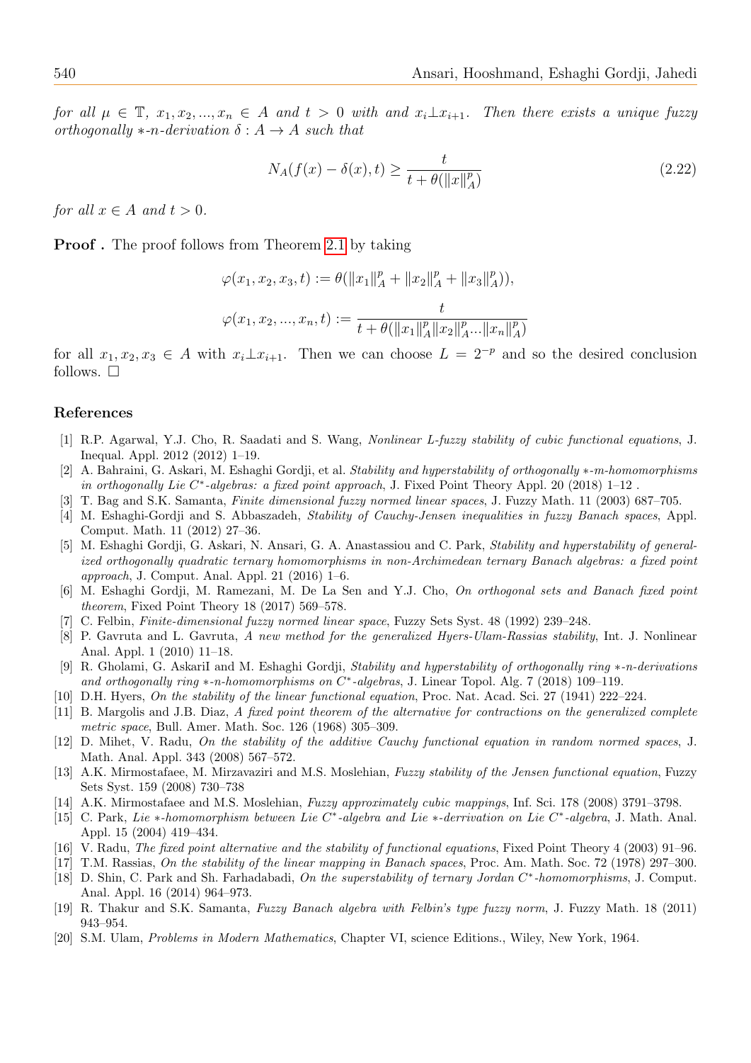*for all $\mu \in \mathbb{T}$, $x_1, x_2, ..., x_n \in A$ and $t > 0$ with and $x_i \perp x_{i+1}$. Then there exists a unique fuzzy orthogonally $*$-$n$-derivation $\delta : A \to A$ such that*

$$N_A(f(x) - \delta(x), t) \geq \frac{t}{t + \theta(\|x\|_A^p)} \tag{2.22}$$

*for all $x \in A$ and $t > 0$.*

**Proof .** The proof follows from Theorem 2.1 by taking

$$\varphi(x_1, x_2, x_3, t) := \theta(\|x_1\|_A^p + \|x_2\|_A^p + \|x_3\|_A^p)),$$

$$\varphi(x_1, x_2, ..., x_n, t) := \frac{t}{t + \theta(\|x_1\|_A^p \|x_2\|_A^p ... \|x_n\|_A^p)}$$

for all $x_1, x_2, x_3 \in A$ with $x_i \perp x_{i+1}$. Then we can choose $L = 2^{-p}$ and so the desired conclusion follows. □

## References

[1] R.P. Agarwal, Y.J. Cho, R. Saadati and S. Wang, *Nonlinear L-fuzzy stability of cubic functional equations*, J. Inequal. Appl. 2012 (2012) 1–19.

[2] A. Bahraini, G. Askari, M. Eshaghi Gordji, et al. *Stability and hyperstability of orthogonally ∗-m-homomorphisms in orthogonally Lie $C^*$-algebras: a fixed point approach*, J. Fixed Point Theory Appl. 20 (2018) 1–12 .

[3] T. Bag and S.K. Samanta, *Finite dimensional fuzzy normed linear spaces*, J. Fuzzy Math. 11 (2003) 687–705.

[4] M. Eshaghi-Gordji and S. Abbaszadeh, *Stability of Cauchy-Jensen inequalities in fuzzy Banach spaces*, Appl. Comput. Math. 11 (2012) 27–36.

[5] M. Eshaghi Gordji, G. Askari, N. Ansari, G. A. Anastassiou and C. Park, *Stability and hyperstability of generalized orthogonally quadratic ternary homomorphisms in non-Archimedean ternary Banach algebras: a fixed point approach*, J. Comput. Anal. Appl. 21 (2016) 1–6.

[6] M. Eshaghi Gordji, M. Ramezani, M. De La Sen and Y.J. Cho, *On orthogonal sets and Banach fixed point theorem*, Fixed Point Theory 18 (2017) 569–578.

[7] C. Felbin, *Finite-dimensional fuzzy normed linear space*, Fuzzy Sets Syst. 48 (1992) 239–248.

[8] P. Gavruta and L. Gavruta, *A new method for the generalized Hyers-Ulam-Rassias stability*, Int. J. Nonlinear Anal. Appl. 1 (2010) 11–18.

[9] R. Gholami, G. AskariI and M. Eshaghi Gordji, *Stability and hyperstability of orthogonally ring ∗-n-derivations and orthogonally ring ∗-n-homomorphisms on $C^*$-algebras*, J. Linear Topol. Alg. 7 (2018) 109–119.

[10] D.H. Hyers, *On the stability of the linear functional equation*, Proc. Nat. Acad. Sci. 27 (1941) 222–224.

[11] B. Margolis and J.B. Diaz, *A fixed point theorem of the alternative for contractions on the generalized complete metric space*, Bull. Amer. Math. Soc. 126 (1968) 305–309.

[12] D. Mihet, V. Radu, *On the stability of the additive Cauchy functional equation in random normed spaces*, J. Math. Anal. Appl. 343 (2008) 567–572.

[13] A.K. Mirmostafaee, M. Mirzavaziri and M.S. Moslehian, *Fuzzy stability of the Jensen functional equation*, Fuzzy Sets Syst. 159 (2008) 730–738

[14] A.K. Mirmostafaee and M.S. Moslehian, *Fuzzy approximately cubic mappings*, Inf. Sci. 178 (2008) 3791–3798.

[15] C. Park, *Lie ∗-homomorphism between Lie $C^*$-algebra and Lie ∗-derrivation on Lie $C^*$-algebra*, J. Math. Anal. Appl. 15 (2004) 419–434.

[16] V. Radu, *The fixed point alternative and the stability of functional equations*, Fixed Point Theory 4 (2003) 91–96.

[17] T.M. Rassias, *On the stability of the linear mapping in Banach spaces*, Proc. Am. Math. Soc. 72 (1978) 297–300.

[18] D. Shin, C. Park and Sh. Farhadabadi, *On the superstability of ternary Jordan $C^*$-homomorphisms*, J. Comput. Anal. Appl. 16 (2014) 964–973.

[19] R. Thakur and S.K. Samanta, *Fuzzy Banach algebra with Felbin's type fuzzy norm*, J. Fuzzy Math. 18 (2011) 943–954.

[20] S.M. Ulam, *Problems in Modern Mathematics*, Chapter VI, science Editions., Wiley, New York, 1964.